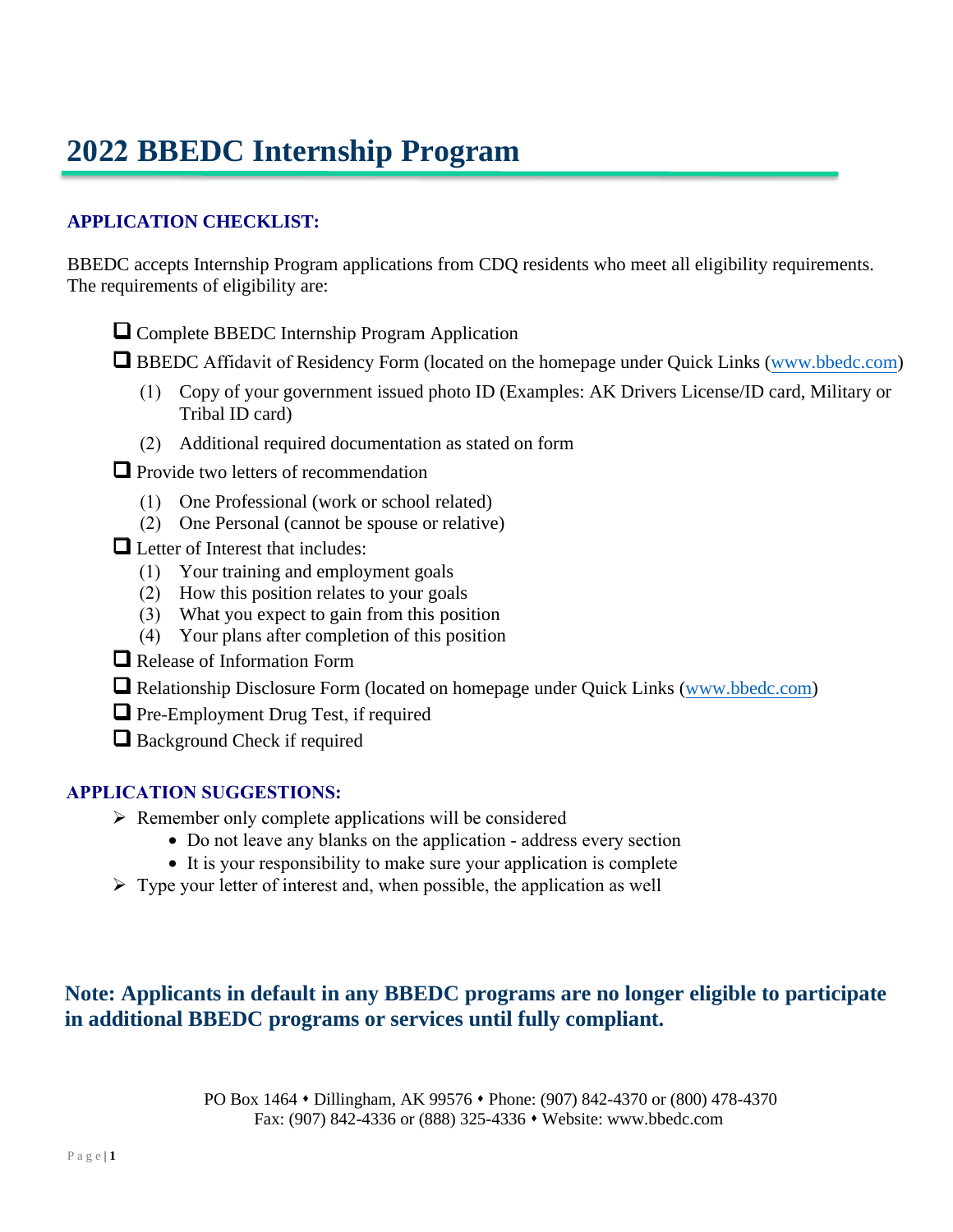# 2022 BBEDC Internship Program

## APPLICATION CHECKLIST:

BBEDC accepts Internship Program applications from CDQ residents who meet all eligibility requirements. The requirements of eligibility are:

- [ ] Complete BBEDC Internship Program Application
- [ ] BBEDC Affidavit of Residency Form (located on the homepage under Quick Links (www.bbedc.com)
    1. Copy of your government issued photo ID (Examples: AK Drivers License/ID card, Military or Tribal ID card)
    2. Additional required documentation as stated on form
- [ ] Provide two letters of recommendation
    1. One Professional (work or school related)
    2. One Personal (cannot be spouse or relative)
- [ ] Letter of Interest that includes:
    1. Your training and employment goals
    2. How this position relates to your goals
    3. What you expect to gain from this position
    4. Your plans after completion of this position
- [ ] Release of Information Form
- [ ] Relationship Disclosure Form (located on homepage under Quick Links (www.bbedc.com)
- [ ] Pre-Employment Drug Test, if required
- [ ] Background Check if required

## APPLICATION SUGGESTIONS:

- Remember only complete applications will be considered
    - Do not leave any blanks on the application - address every section
    - It is your responsibility to make sure your application is complete
- Type your letter of interest and, when possible, the application as well

**Note: Applicants in default in any BBEDC programs are no longer eligible to participate in additional BBEDC programs or services until fully compliant.**

PO Box 1464 ⬩ Dillingham, AK 99576 ⬩ Phone: (907) 842-4370 or (800) 478-4370
Fax: (907) 842-4336 or (888) 325-4336 ⬩ Website: www.bbedc.com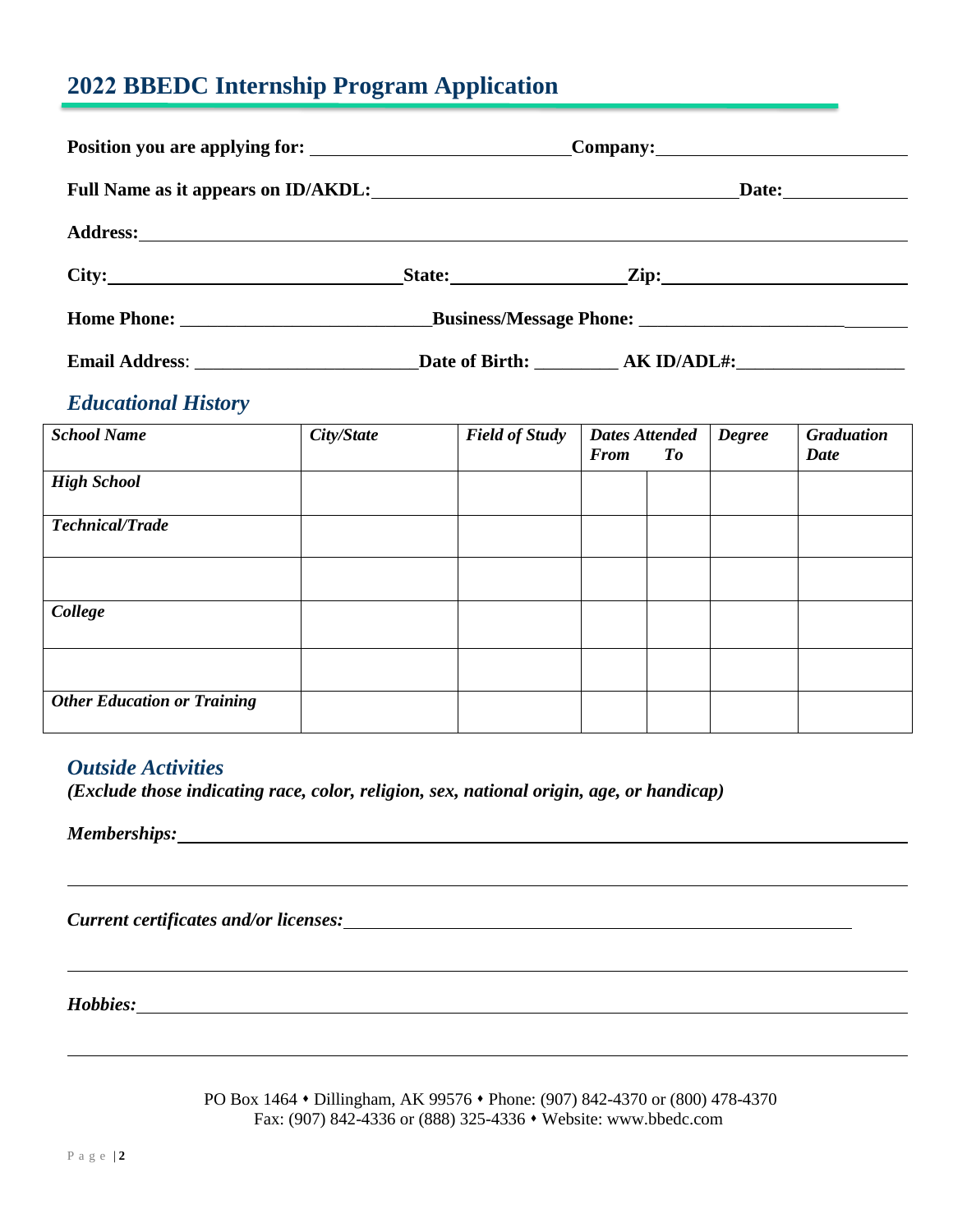## 2022 BBEDC Internship Program Application

**Position you are applying for:** \_\_\_\_\_\_\_\_\_\_\_\_\_\_\_\_\_\_\_\_\_\_\_\_\_\_\_ **Company:** \_\_\_\_\_\_\_\_\_\_\_\_\_\_\_\_\_\_\_\_\_\_\_\_\_\_\_

**Full Name as it appears on ID/AKDL:** \_\_\_\_\_\_\_\_\_\_\_\_\_\_\_\_\_\_\_\_\_\_\_\_\_\_\_\_\_\_\_\_\_\_\_\_\_\_\_\_\_\_ **Date:** \_\_\_\_\_\_\_\_\_\_\_\_\_

**Address:** \_\_\_\_\_\_\_\_\_\_\_\_\_\_\_\_\_\_\_\_\_\_\_\_\_\_\_\_\_\_\_\_\_\_\_\_\_\_\_\_\_\_\_\_\_\_\_\_\_\_\_\_\_\_\_\_\_\_\_\_\_\_\_\_\_\_\_\_\_\_\_\_\_\_\_\_\_\_

**City:** \_\_\_\_\_\_\_\_\_\_\_\_\_\_\_\_\_\_\_\_\_\_\_\_\_\_\_\_\_\_\_\_ **State:** \_\_\_\_\_\_\_\_\_\_\_\_\_\_\_\_\_\_\_\_ **Zip:** \_\_\_\_\_\_\_\_\_\_\_\_\_\_\_\_\_\_\_\_\_\_\_\_\_\_\_

**Home Phone:** \_\_\_\_\_\_\_\_\_\_\_\_\_\_\_\_\_\_\_\_\_\_\_\_\_\_\_\_ **Business/Message Phone:** \_\_\_\_\_\_\_\_\_\_\_\_\_\_\_\_\_\_\_\_\_\_\_\_\_\_\_\_\_\_

**Email Address**: \_\_\_\_\_\_\_\_\_\_\_\_\_\_\_\_\_\_\_\_\_\_\_\_\_\_ **Date of Birth:** \_\_\_\_\_\_\_\_\_ **AK ID/ADL#:** \_\_\_\_\_\_\_\_\_\_\_\_\_\_\_\_\_\_\_

### *Educational History*

| *School Name* | *City/State* | *Field of Study* | *Dates Attended From* | *To* | *Degree* | *Graduation Date* |
|---|---|---|---|---|---|---|
| ***High School*** | | | | | | |
| ***Technical/Trade*** | | | | | | |
| | | | | | | |
| ***College*** | | | | | | |
| | | | | | | |
| ***Other Education or Training*** | | | | | | |

### *Outside Activities*

***(Exclude those indicating race, color, religion, sex, national origin, age, or handicap)***

***Memberships:*** \_\_\_\_\_\_\_\_\_\_\_\_\_\_\_\_\_\_\_\_\_\_\_\_\_\_\_\_\_\_\_\_\_\_\_\_\_\_\_\_\_\_\_\_\_\_\_\_\_\_\_\_\_\_\_\_\_\_\_\_\_\_\_\_\_\_\_\_\_\_\_\_\_\_\_\_\_\_

\_\_\_\_\_\_\_\_\_\_\_\_\_\_\_\_\_\_\_\_\_\_\_\_\_\_\_\_\_\_\_\_\_\_\_\_\_\_\_\_\_\_\_\_\_\_\_\_\_\_\_\_\_\_\_\_\_\_\_\_\_\_\_\_\_\_\_\_\_\_\_\_\_\_\_\_\_\_\_\_\_\_\_\_\_\_\_\_

***Current certificates and/or licenses:*** \_\_\_\_\_\_\_\_\_\_\_\_\_\_\_\_\_\_\_\_\_\_\_\_\_\_\_\_\_\_\_\_\_\_\_\_\_\_\_\_\_\_\_\_\_\_\_\_\_\_\_\_\_\_

\_\_\_\_\_\_\_\_\_\_\_\_\_\_\_\_\_\_\_\_\_\_\_\_\_\_\_\_\_\_\_\_\_\_\_\_\_\_\_\_\_\_\_\_\_\_\_\_\_\_\_\_\_\_\_\_\_\_\_\_\_\_\_\_\_\_\_\_\_\_\_\_\_\_\_\_\_\_\_\_\_\_\_\_\_\_\_\_

***Hobbies:*** \_\_\_\_\_\_\_\_\_\_\_\_\_\_\_\_\_\_\_\_\_\_\_\_\_\_\_\_\_\_\_\_\_\_\_\_\_\_\_\_\_\_\_\_\_\_\_\_\_\_\_\_\_\_\_\_\_\_\_\_\_\_\_\_\_\_\_\_\_\_\_\_\_\_\_\_\_\_\_\_\_

\_\_\_\_\_\_\_\_\_\_\_\_\_\_\_\_\_\_\_\_\_\_\_\_\_\_\_\_\_\_\_\_\_\_\_\_\_\_\_\_\_\_\_\_\_\_\_\_\_\_\_\_\_\_\_\_\_\_\_\_\_\_\_\_\_\_\_\_\_\_\_\_\_\_\_\_\_\_\_\_\_\_\_\_\_\_\_\_

PO Box 1464 • Dillingham, AK 99576 • Phone: (907) 842-4370 or (800) 478-4370
Fax: (907) 842-4336 or (888) 325-4336 • Website: www.bbedc.com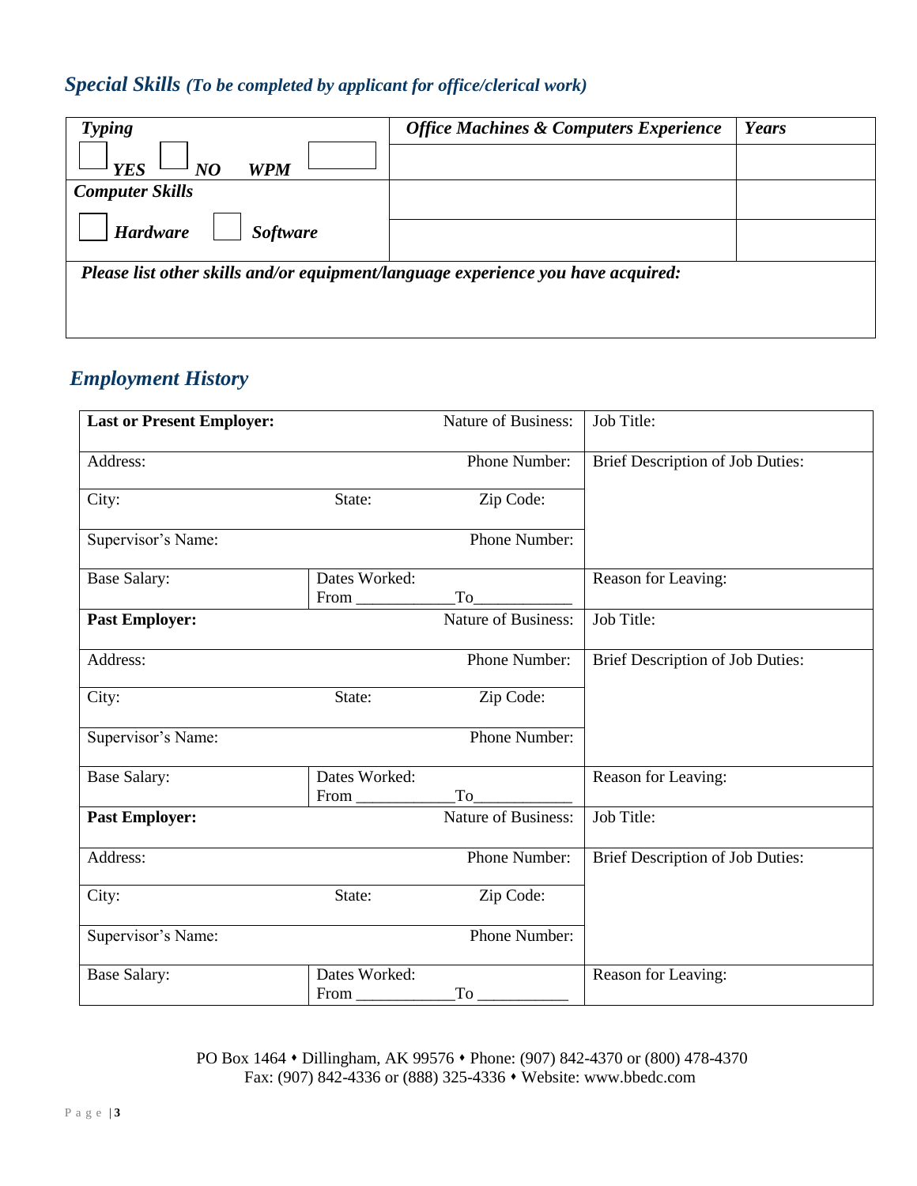## *Special Skills* *(To be completed by applicant for office/clerical work)*

| ***Typing*** | ***Office Machines & Computers Experience*** | ***Years*** |
|---|---|---|
| ☐ ***YES*** ☐ ***NO*** ***WPM*** ☐ | | |
| ***Computer Skills*** | | |
| ☐ ***Hardware*** ☐ ***Software*** | | |
| ***Please list other skills and/or equipment/language experience you have acquired:*** | | |

## *Employment History*

| **Last or Present Employer:** | | Nature of Business: | Job Title: |
|---|---|---|---|
| Address: | | Phone Number: | Brief Description of Job Duties: |
| City: | State: | Zip Code: | |
| Supervisor's Name: | | Phone Number: | |
| Base Salary: | Dates Worked: From ___________To___________ | | Reason for Leaving: |
| **Past Employer:** | | Nature of Business: | Job Title: |
| Address: | | Phone Number: | Brief Description of Job Duties: |
| City: | State: | Zip Code: | |
| Supervisor's Name: | | Phone Number: | |
| Base Salary: | Dates Worked: From ___________To___________ | | Reason for Leaving: |
| **Past Employer:** | | Nature of Business: | Job Title: |
| Address: | | Phone Number: | Brief Description of Job Duties: |
| City: | State: | Zip Code: | |
| Supervisor's Name: | | Phone Number: | |
| Base Salary: | Dates Worked: From ___________To ___________ | | Reason for Leaving: |

PO Box 1464 • Dillingham, AK 99576 • Phone: (907) 842-4370 or (800) 478-4370
Fax: (907) 842-4336 or (888) 325-4336 • Website: www.bbedc.com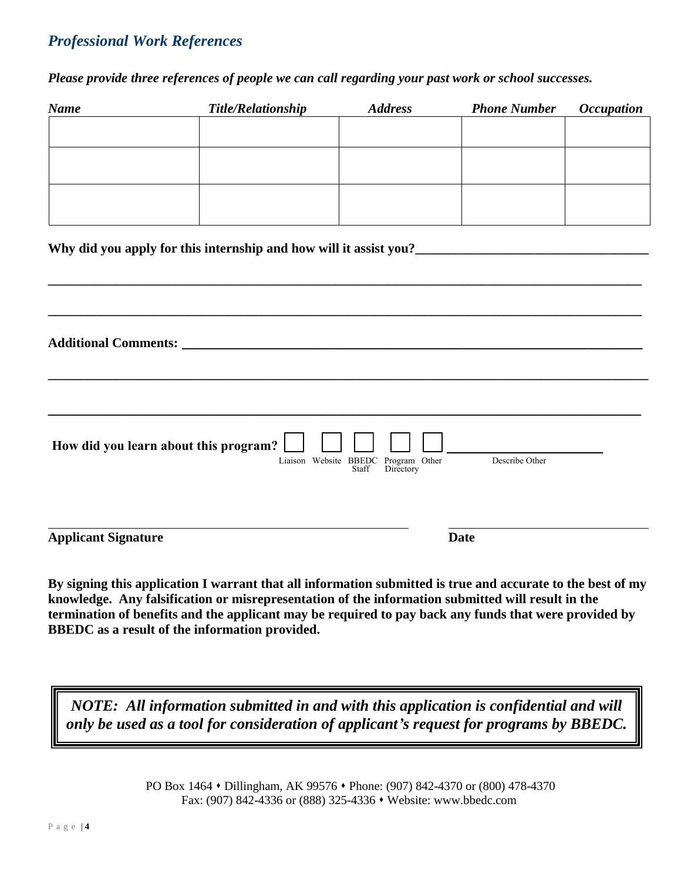## *Professional Work References*

***Please provide three references of people we can call regarding your past work or school successes.***

| *Name* | *Title/Relationship* | *Address* | *Phone Number* | *Occupation* |
|---|---|---|---|---|
| | | | | |
| | | | | |
| | | | | |

**Why did you apply for this internship and how will it assist you?**___________________________________

_____________________________________________________________________________________

_____________________________________________________________________________________

**Additional Comments:** ______________________________________________________________________

_____________________________________________________________________________________

_____________________________________________________________________________________

**How did you learn about this program?** ☐ Liaison ☐ Website ☐ BBEDC Staff ☐ Program Directory ☐ Other ______________________ Describe Other

_________________________________________________ ______________________________

**Applicant Signature** **Date**

**By signing this application I warrant that all information submitted is true and accurate to the best of my knowledge. Any falsification or misrepresentation of the information submitted will result in the termination of benefits and the applicant may be required to pay back any funds that were provided by BBEDC as a result of the information provided.**

> ***NOTE: All information submitted in and with this application is confidential and will only be used as a tool for consideration of applicant's request for programs by BBEDC.***

PO Box 1464 ⬩ Dillingham, AK 99576 ⬩ Phone: (907) 842-4370 or (800) 478-4370
Fax: (907) 842-4336 or (888) 325-4336 ⬩ Website: www.bbedc.com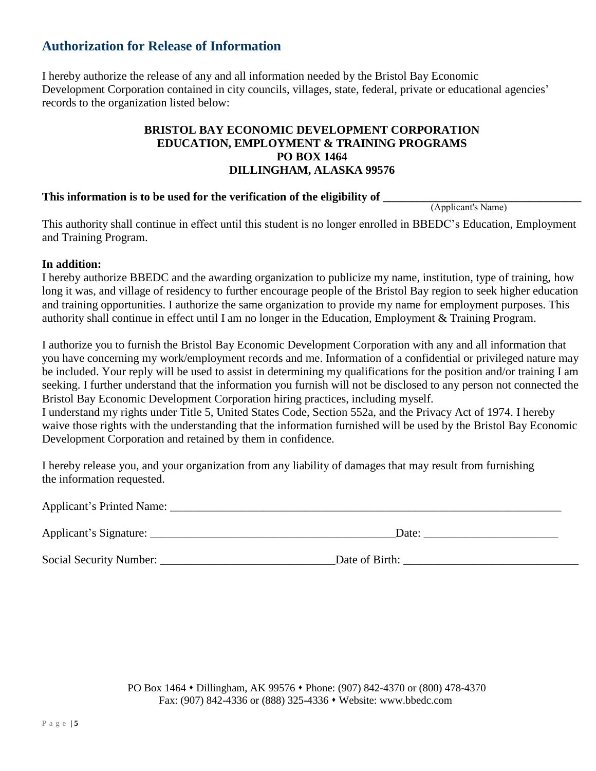## Authorization for Release of Information

I hereby authorize the release of any and all information needed by the Bristol Bay Economic Development Corporation contained in city councils, villages, state, federal, private or educational agencies' records to the organization listed below:

**BRISTOL BAY ECONOMIC DEVELOPMENT CORPORATION**
**EDUCATION, EMPLOYMENT & TRAINING PROGRAMS**
**PO BOX 1464**
**DILLINGHAM, ALASKA 99576**

**This information is to be used for the verification of the eligibility of \_\_\_\_\_\_\_\_\_\_\_\_\_\_\_\_\_\_\_\_\_\_\_\_\_\_\_\_\_\_\_\_\_\_**
(Applicant's Name)

This authority shall continue in effect until this student is no longer enrolled in BBEDC's Education, Employment and Training Program.

**In addition:**
I hereby authorize BBEDC and the awarding organization to publicize my name, institution, type of training, how long it was, and village of residency to further encourage people of the Bristol Bay region to seek higher education and training opportunities. I authorize the same organization to provide my name for employment purposes. This authority shall continue in effect until I am no longer in the Education, Employment & Training Program.

I authorize you to furnish the Bristol Bay Economic Development Corporation with any and all information that you have concerning my work/employment records and me. Information of a confidential or privileged nature may be included. Your reply will be used to assist in determining my qualifications for the position and/or training I am seeking. I further understand that the information you furnish will not be disclosed to any person not connected the Bristol Bay Economic Development Corporation hiring practices, including myself.
I understand my rights under Title 5, United States Code, Section 552a, and the Privacy Act of 1974. I hereby waive those rights with the understanding that the information furnished will be used by the Bristol Bay Economic Development Corporation and retained by them in confidence.

I hereby release you, and your organization from any liability of damages that may result from furnishing the information requested.

Applicant's Printed Name: \_\_\_\_\_\_\_\_\_\_\_\_\_\_\_\_\_\_\_\_\_\_\_\_\_\_\_\_\_\_\_\_\_\_\_\_\_\_\_\_\_\_\_\_\_\_\_\_\_\_\_\_\_\_\_\_\_\_\_\_\_\_\_\_\_\_\_\_

Applicant's Signature: \_\_\_\_\_\_\_\_\_\_\_\_\_\_\_\_\_\_\_\_\_\_\_\_\_\_\_\_\_\_\_\_\_\_\_\_\_\_\_\_\_\_Date: \_\_\_\_\_\_\_\_\_\_\_\_\_\_\_\_\_\_\_\_\_\_\_

Social Security Number: \_\_\_\_\_\_\_\_\_\_\_\_\_\_\_\_\_\_\_\_\_\_\_\_\_\_\_\_\_\_Date of Birth: \_\_\_\_\_\_\_\_\_\_\_\_\_\_\_\_\_\_\_\_\_\_\_\_\_\_\_\_\_\_

PO Box 1464 • Dillingham, AK 99576 • Phone: (907) 842-4370 or (800) 478-4370
Fax: (907) 842-4336 or (888) 325-4336 • Website: www.bbedc.com